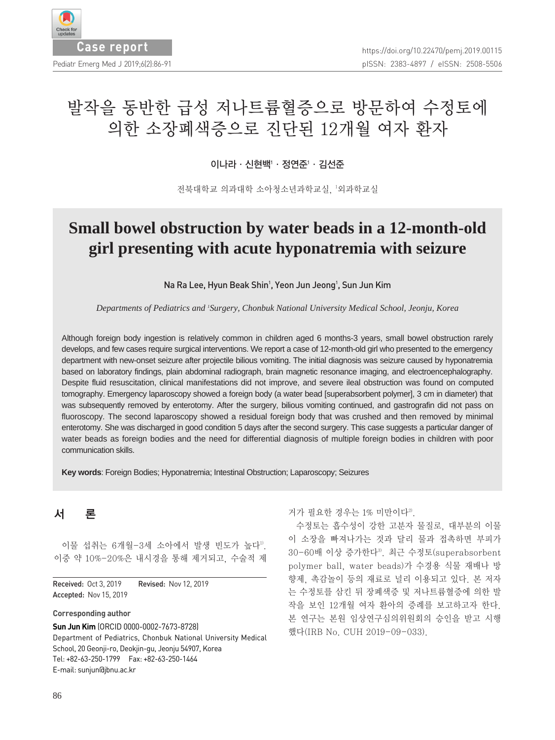**Case report**

https://doi.org/10.22470/pemj.2019.00115

# 발작을 동반한 급성 저나트륨혈증으로 방문하여 수정토에 의한 소장폐색증으로 진단된 12개월 여자 환자

이나라 · 신현백[1] · 정연준[1] · 김선준

전북대학교 의과대학 소아청소년과학교실, [1]외과학교실

# Small bowel obstruction by water beads in a 12-month-old girl presenting with acute hyponatremia with seizure

Na Ra Lee, Hyun Beak Shin[1], Yeon Jun Jeong[1], Sun Jun Kim

*Departments of Pediatrics and [1]Surgery, Chonbuk National University Medical School, Jeonju, Korea*

Although foreign body ingestion is relatively common in children aged 6 months-3 years, small bowel obstruction rarely develops, and few cases require surgical interventions. We report a case of 12-month-old girl who presented to the emergency department with new-onset seizure after projectile bilious vomiting. The initial diagnosis was seizure caused by hyponatremia based on laboratory findings, plain abdominal radiograph, brain magnetic resonance imaging, and electroencephalography. Despite fluid resuscitation, clinical manifestations did not improve, and severe ileal obstruction was found on computed tomography. Emergency laparoscopy showed a foreign body (a water bead [superabsorbent polymer], 3 cm in diameter) that was subsequently removed by enterotomy. After the surgery, bilious vomiting continued, and gastrografin did not pass on fluoroscopy. The second laparoscopy showed a residual foreign body that was crushed and then removed by minimal enterotomy. She was discharged in good condition 5 days after the second surgery. This case suggests a particular danger of water beads as foreign bodies and the need for differential diagnosis of multiple foreign bodies in children with poor communication skills.

**Key words**: Foreign Bodies; Hyponatremia; Intestinal Obstruction; Laparoscopy; Seizures

## 서 론

이물 섭취는 6개월-3세 소아에서 발생 빈도가 높다[1]. 이중 약 10%-20%은 내시경을 통해 제거되고, 수술적 제거가 필요한 경우는 1% 미만이다[2].

수정토는 흡수성이 강한 고분자 물질로, 대부분의 이물이 소장을 빠져나가는 것과 달리 물과 접촉하면 부피가 30-60배 이상 증가한다[3]. 최근 수정토(superabsorbent polymer ball, water beads)가 수경용 식물 재배나 방향제, 촉감놀이 등의 재료로 널리 이용되고 있다. 본 저자는 수정토를 삼킨 뒤 장폐색증 및 저나트륨혈증에 의한 발작을 보인 12개월 여자 환아의 증례를 보고하고자 한다. 본 연구는 본원 임상연구심의위원회의 승인을 받고 시행했다(IRB No. CUH 2019-09-033).

---

**Received:** Oct 3, 2019 **Revised:** Nov 12, 2019
**Accepted:** Nov 15, 2019

**Corresponding author**
**Sun Jun Kim** (ORCID 0000-0002-7673-8728)
Department of Pediatrics, Chonbuk National University Medical School, 20 Geonji-ro, Deokjin-gu, Jeonju 54907, Korea
Tel: +82-63-250-1799 Fax: +82-63-250-1464
E-mail: sunjun@jbnu.ac.kr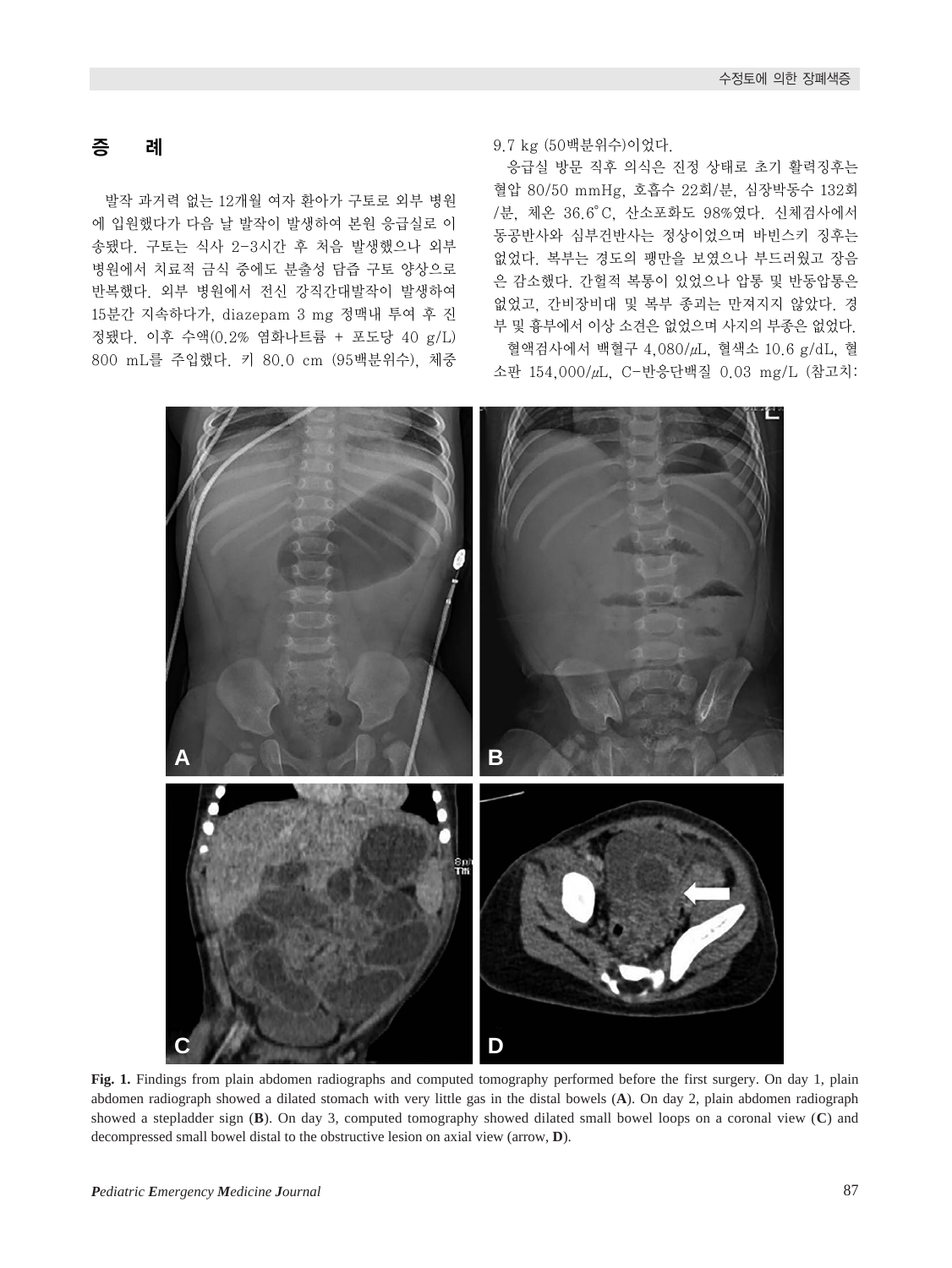## 증　　례

발작 과거력 없는 12개월 여자 환아가 구토로 외부 병원에 입원했다가 다음 날 발작이 발생하여 본원 응급실로 이송됐다. 구토는 식사 2-3시간 후 처음 발생했으나 외부 병원에서 치료적 금식 중에도 분출성 담즙 구토 양상으로 반복했다. 외부 병원에서 전신 강직간대발작이 발생하여 15분간 지속하다가, diazepam 3 mg 정맥내 투여 후 진정됐다. 이후 수액(0.2% 염화나트륨 + 포도당 40 g/L) 800 mL를 주입했다. 키 80.0 cm (95백분위수), 체중 9.7 kg (50백분위수)이었다.

응급실 방문 직후 의식은 진정 상태로 초기 활력징후는 혈압 80/50 mmHg, 호흡수 22회/분, 심장박동수 132회/분, 체온 36.6°C, 산소포화도 98%였다. 신체검사에서 동공반사와 심부건반사는 정상이었으며 바빈스키 징후는 없었다. 복부는 경도의 팽만을 보였으나 부드러웠고 장음은 감소했다. 간헐적 복통이 있었으나 압통 및 반동압통은 없었고, 간비장비대 및 복부 종괴는 만져지지 않았다. 경부 및 흉부에서 이상 소견은 없었으며 사지의 부종은 없었다.

혈액검사에서 백혈구 4,080/μL, 혈색소 10.6 g/dL, 혈소판 154,000/μL, C-반응단백질 0.03 mg/L (참고치:

**Fig. 1.** Findings from plain abdomen radiographs and computed tomography performed before the first surgery. On day 1, plain abdomen radiograph showed a dilated stomach with very little gas in the distal bowels (**A**). On day 2, plain abdomen radiograph showed a stepladder sign (**B**). On day 3, computed tomography showed dilated small bowel loops on a coronal view (**C**) and decompressed small bowel distal to the obstructive lesion on axial view (arrow, **D**).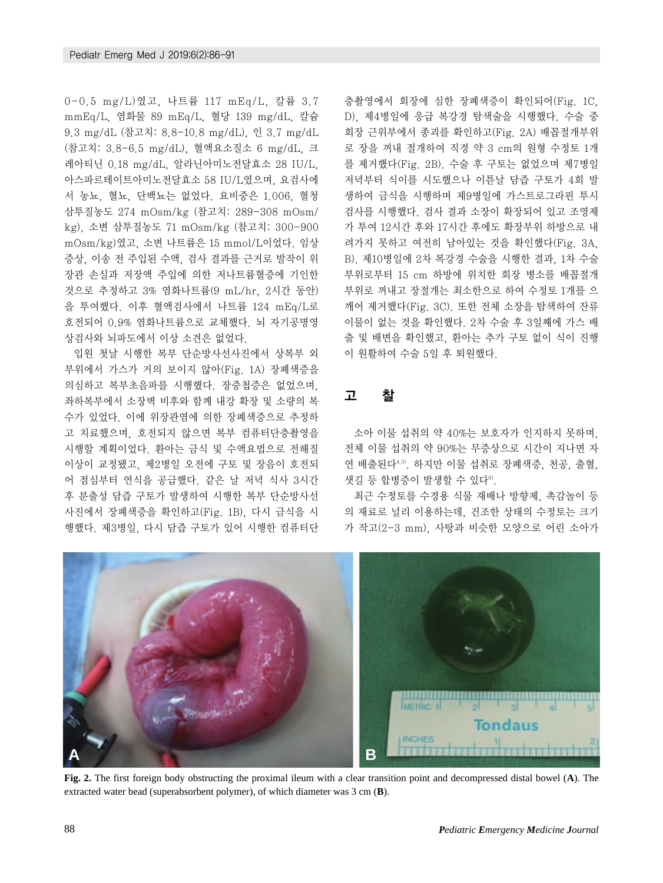0-0.5 mg/L)였고, 나트륨 117 mEq/L, 칼륨 3.7 mmEq/L, 염화물 89 mEq/L, 혈당 139 mg/dL, 칼슘 9.3 mg/dL (참고치: 8.8-10.8 mg/dL), 인 3.7 mg/dL (참고치: 3.8-6.5 mg/dL), 혈액요소질소 6 mg/dL, 크레아티닌 0.18 mg/dL, 알라닌아미노전달효소 28 IU/L, 아스파르테이트아미노전달효소 58 IU/L였으며, 요검사에서 농뇨, 혈뇨, 단백뇨는 없었다. 요비중은 1.006, 혈청 삼투질농도 274 mOsm/kg (참고치: 289-308 mOsm/kg), 소변 삼투질농도 71 mOsm/kg (참고치: 300-900 mOsm/kg)였고, 소변 나트륨은 15 mmol/L이었다. 임상증상, 이송 전 주입된 수액, 검사 결과를 근거로 발작이 위장관 손실과 저장액 주입에 의한 저나트륨혈증에 기인한 것으로 추정하고 3% 염화나트륨(9 mL/hr, 2시간 동안)을 투여했다. 이후 혈액검사에서 나트륨 124 mEq/L로 호전되어 0.9% 염화나트륨으로 교체했다. 뇌 자기공명영상검사와 뇌파도에서 이상 소견은 없었다.

입원 첫날 시행한 복부 단순방사선사진에서 상복부 외부위에서 가스가 거의 보이지 않아(Fig. 1A) 장폐색증을 의심하고 복부초음파를 시행했다. 장중첩증은 없었으며, 좌하복부에서 소장벽 비후와 함께 내강 확장 및 소량의 복수가 있었다. 이에 위장관염에 의한 장폐색증으로 추정하고 치료했으며, 호전되지 않으면 복부 컴퓨터단층촬영을 시행할 계획이었다. 환아는 금식 및 수액요법으로 전해질 이상이 교정됐고, 제2병일 오전에 구토 및 장음이 호전되어 점심부터 연식을 공급했다. 같은 날 저녁 식사 3시간 후 분출성 담즙 구토가 발생하여 시행한 복부 단순방사선사진에서 장폐색증을 확인하고(Fig. 1B), 다시 금식을 시행했다. 제3병일, 다시 담즙 구토가 있어 시행한 컴퓨터단층촬영에서 회장에 심한 장폐색증이 확인되어(Fig. 1C, D), 제4병일에 응급 복강경 탐색술을 시행했다. 수술 중 회장 근위부에서 종괴를 확인하고(Fig. 2A) 배꼽절개부위로 장을 꺼내 절개하여 직경 약 3 cm의 원형 수정토 1개를 제거했다(Fig. 2B). 수술 후 구토는 없었으며 제7병일 저녁부터 식이를 시도했으나 이튿날 담즙 구토가 4회 발생하여 금식을 시행하며 제9병일에 가스트로그라핀 투시검사를 시행했다. 검사 결과 소장이 확장되어 있고 조영제가 투여 12시간 후와 17시간 후에도 확장부위 하방으로 내려가지 못하고 여전히 남아있는 것을 확인했다(Fig. 3A, B). 제10병일에 2차 복강경 수술을 시행한 결과, 1차 수술 부위로부터 15 cm 하방에 위치한 회장 병소를 배꼽절개부위로 꺼내고 장절개는 최소한으로 하여 수정토 1개를 으깨어 제거했다(Fig. 3C). 또한 전체 소장을 탐색하여 잔류 이물이 없는 것을 확인했다. 2차 수술 후 3일째에 가스 배출 및 배변을 확인했고, 환아는 추가 구토 없이 식이 진행이 원활하여 수술 5일 후 퇴원했다.

## 고 찰

소아 이물 섭취의 약 40%는 보호자가 인지하지 못하며, 전체 이물 섭취의 약 90%는 무증상으로 시간이 지나면 자연 배출된다[4,5]. 하지만 이물 섭취로 장폐색증, 천공, 출혈, 샛길 등 합병증이 발생할 수 있다[6].

최근 수정토를 수경용 식물 재배나 방향제, 촉감놀이 등의 재료로 널리 이용하는데, 건조한 상태의 수정토는 크기가 작고(2-3 mm), 사탕과 비슷한 모양으로 어린 소아가

**Fig. 2.** The first foreign body obstructing the proximal ileum with a clear transition point and decompressed distal bowel (**A**). The extracted water bead (superabsorbent polymer), of which diameter was 3 cm (**B**).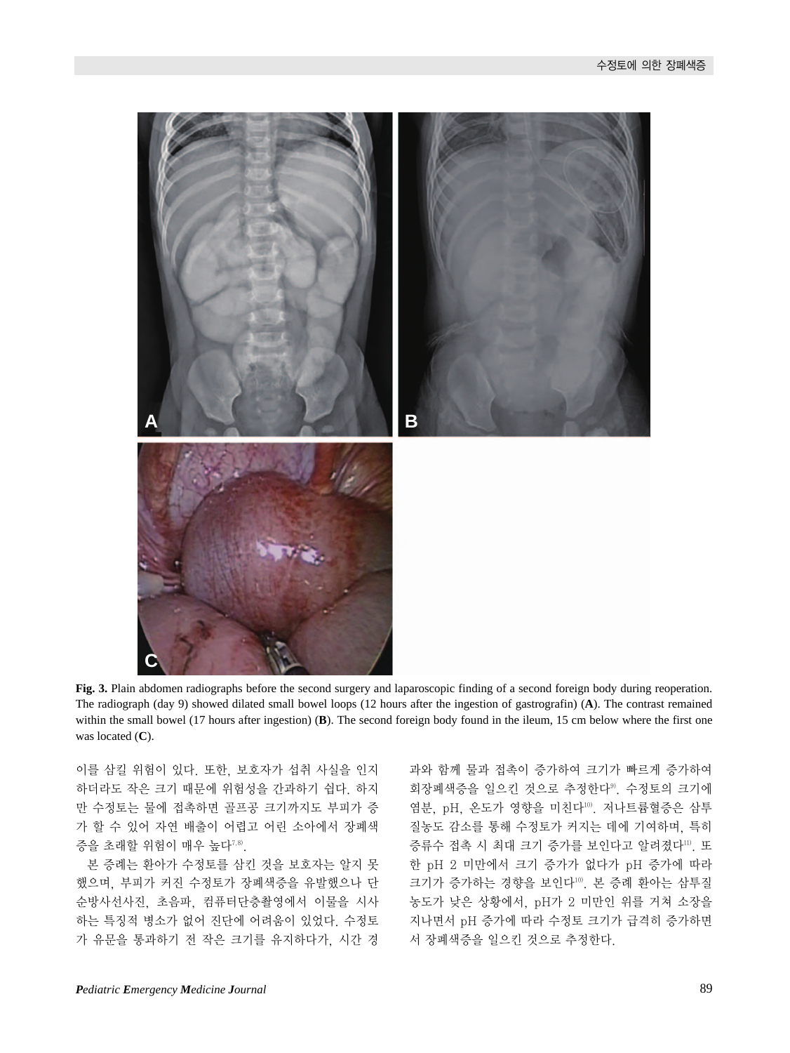**Fig. 3.** Plain abdomen radiographs before the second surgery and laparoscopic finding of a second foreign body during reoperation. The radiograph (day 9) showed dilated small bowel loops (12 hours after the ingestion of gastrografin) (**A**). The contrast remained within the small bowel (17 hours after ingestion) (**B**). The second foreign body found in the ileum, 15 cm below where the first one was located (**C**).

이를 삼킬 위험이 있다. 또한, 보호자가 섭취 사실을 인지하더라도 작은 크기 때문에 위험성을 간과하기 쉽다. 하지만 수정토는 물에 접촉하면 골프공 크기까지도 부피가 증가 할 수 있어 자연 배출이 어렵고 어린 소아에서 장폐색증을 초래할 위험이 매우 높다[7,8].

본 증례는 환아가 수정토를 삼킨 것을 보호자는 알지 못했으며, 부피가 커진 수정토가 장폐색증을 유발했으나 단순방사선사진, 초음파, 컴퓨터단층촬영에서 이물을 시사하는 특징적 병소가 없어 진단에 어려움이 있었다. 수정토가 유문을 통과하기 전 작은 크기를 유지하다가, 시간 경과와 함께 물과 접촉이 증가하여 크기가 빠르게 증가하여 회장폐색증을 일으킨 것으로 추정한다[9]. 수정토의 크기에 염분, pH, 온도가 영향을 미친다[10]. 저나트륨혈증은 삼투질농도 감소를 통해 수정토가 커지는 데에 기여하며, 특히 증류수 접촉 시 최대 크기 증가를 보인다고 알려졌다[11]. 또한 pH 2 미만에서 크기 증가가 없다가 pH 증가에 따라 크기가 증가하는 경향을 보인다[10]. 본 증례 환아는 삼투질농도가 낮은 상황에서, pH가 2 미만인 위를 거쳐 소장을 지나면서 pH 증가에 따라 수정토 크기가 급격히 증가하면서 장폐색증을 일으킨 것으로 추정한다.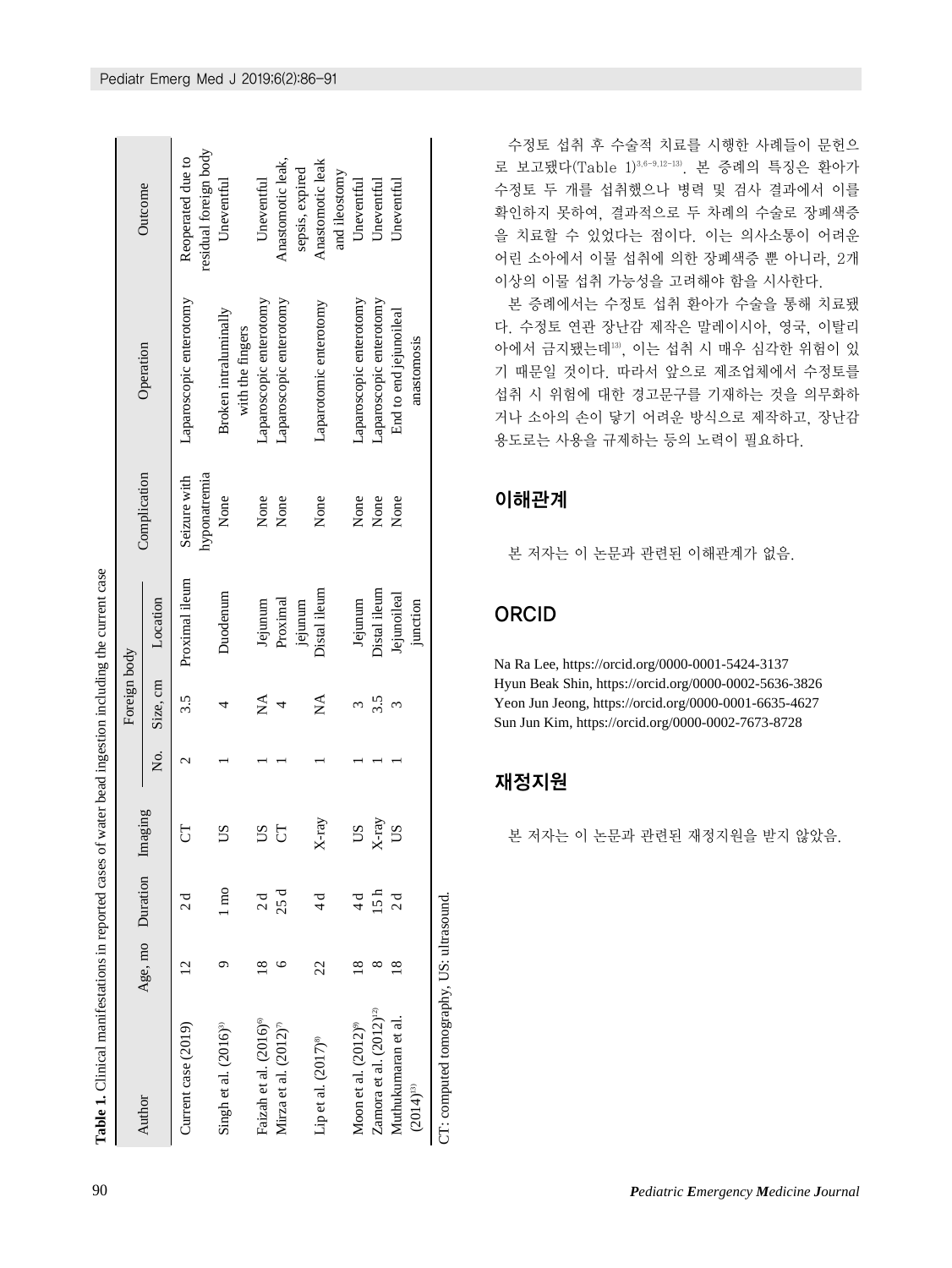**Table 1.** Clinical manifestations in reported cases of water bead ingestion including the current case

| Author | Age, mo | Duration | Imaging | Foreign body | | | Complication | Operation | Outcome |
|---|---|---|---|---|---|---|---|---|---|
| | | | | No. | Size, cm | Location | | | |
| Current case (2019) | 12 | 2 d | CT | 2 | 3.5 | Proximal ileum | Seizure with hyponatremia | Laparoscopic enterotomy | Reoperated due to residual foreign body |
| Singh et al. (2016)[3] | 9 | 1 mo | US | 1 | 4 | Duodenum | None | Broken intraluminally with the fingers | Uneventful |
| Faizah et al. (2016)[6] | 18 | 2 d | US | 1 | NA | Jejunum | None | Laparoscopic enterotomy | Uneventful |
| Mirza et al. (2012)[7] | 6 | 25 d | CT | 1 | 4 | Proximal jejunum | None | Laparoscopic enterotomy | Anastomotic leak, sepsis, expired |
| Lip et al. (2017)[8] | 22 | 4 d | X-ray | 1 | NA | Distal ileum | None | Laparotomic enterotomy | Anastomotic leak and ileostomy |
| Moon et al. (2012)[9] | 18 | 4 d | US | 1 | 3 | Jejunum | None | Laparoscopic enterotomy | Uneventful |
| Zamora et al. (2012)[12] | 8 | 15 h | X-ray | 1 | 3.5 | Distal ileum | None | Laparoscopic enterotomy | Uneventful |
| Muthukumaran et al. (2014)[13] | 18 | 2 d | US | 1 | 3 | Jejunoileal junction | None | End to end jejunoileal anastomosis | Uneventful |

CT: computed tomography, US: ultrasound.

수정토 섭취 후 수술적 치료를 시행한 사례들이 문헌으로 보고됐다(Table 1)[3,6-9,12-13]. 본 증례의 특징은 환아가 수정토 두 개를 섭취했으나 병력 및 검사 결과에서 이를 확인하지 못하여, 결과적으로 두 차례의 수술로 장폐색증을 치료할 수 있었다는 점이다. 이는 의사소통이 어려운 어린 소아에서 이물 섭취에 의한 장폐색증 뿐 아니라, 2개 이상의 이물 섭취 가능성을 고려해야 함을 시사한다.

본 증례에서는 수정토 섭취 환아가 수술을 통해 치료됐다. 수정토 연관 장난감 제작은 말레이시아, 영국, 이탈리아에서 금지됐는데[13], 이는 섭취 시 매우 심각한 위험이 있기 때문일 것이다. 따라서 앞으로 제조업체에서 수정토를 섭취 시 위험에 대한 경고문구를 기재하는 것을 의무화하거나 소아의 손이 닿기 어려운 방식으로 제작하고, 장난감 용도로는 사용을 규제하는 등의 노력이 필요하다.

## 이해관계

본 저자는 이 논문과 관련된 이해관계가 없음.

## ORCID

Na Ra Lee, https://orcid.org/0000-0001-5424-3137
Hyun Beak Shin, https://orcid.org/0000-0002-5636-3826
Yeon Jun Jeong, https://orcid.org/0000-0001-6635-4627
Sun Jun Kim, https://orcid.org/0000-0002-7673-8728

## 재정지원

본 저자는 이 논문과 관련된 재정지원을 받지 않았음.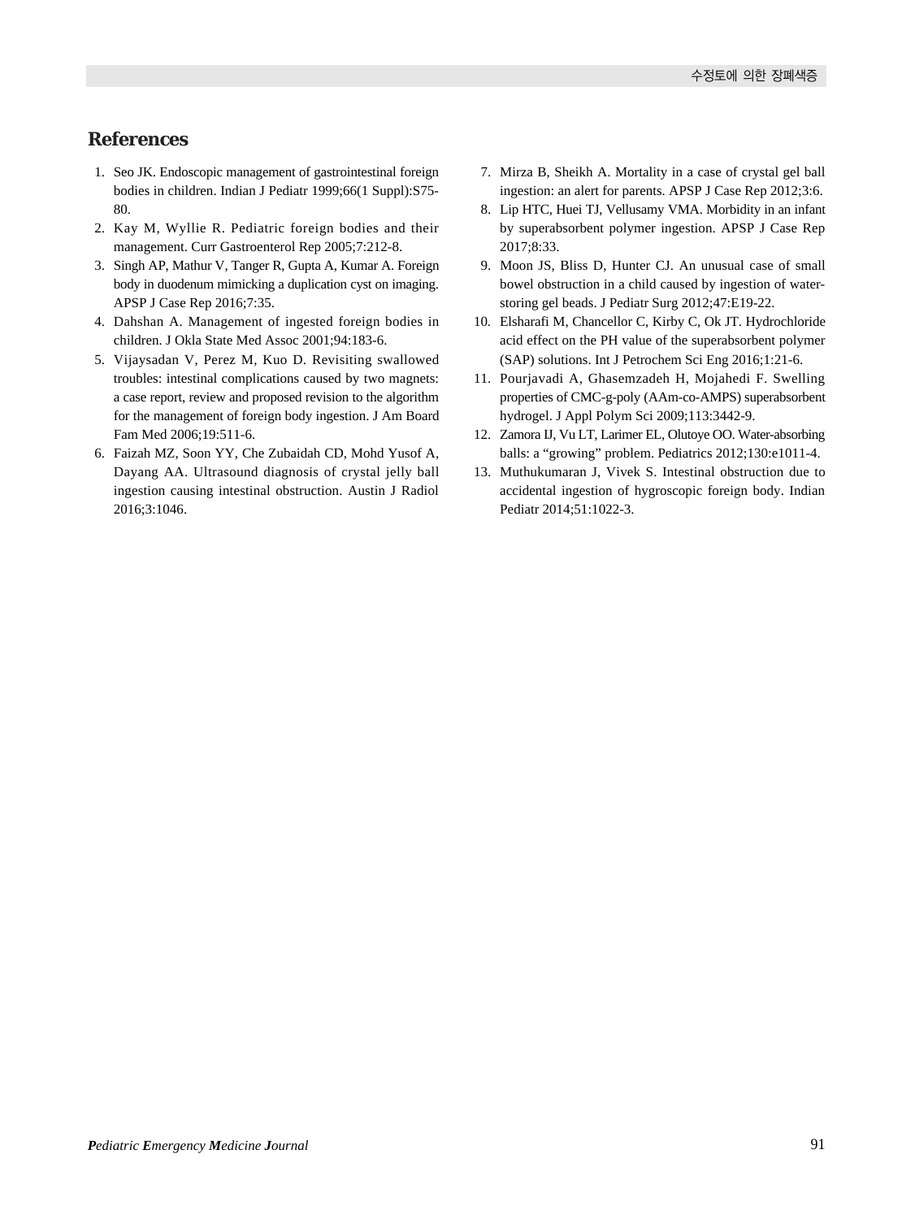## References

1. Seo JK. Endoscopic management of gastrointestinal foreign bodies in children. Indian J Pediatr 1999;66(1 Suppl):S75-80.
2. Kay M, Wyllie R. Pediatric foreign bodies and their management. Curr Gastroenterol Rep 2005;7:212-8.
3. Singh AP, Mathur V, Tanger R, Gupta A, Kumar A. Foreign body in duodenum mimicking a duplication cyst on imaging. APSP J Case Rep 2016;7:35.
4. Dahshan A. Management of ingested foreign bodies in children. J Okla State Med Assoc 2001;94:183-6.
5. Vijaysadan V, Perez M, Kuo D. Revisiting swallowed troubles: intestinal complications caused by two magnets: a case report, review and proposed revision to the algorithm for the management of foreign body ingestion. J Am Board Fam Med 2006;19:511-6.
6. Faizah MZ, Soon YY, Che Zubaidah CD, Mohd Yusof A, Dayang AA. Ultrasound diagnosis of crystal jelly ball ingestion causing intestinal obstruction. Austin J Radiol 2016;3:1046.
7. Mirza B, Sheikh A. Mortality in a case of crystal gel ball ingestion: an alert for parents. APSP J Case Rep 2012;3:6.
8. Lip HTC, Huei TJ, Vellusamy VMA. Morbidity in an infant by superabsorbent polymer ingestion. APSP J Case Rep 2017;8:33.
9. Moon JS, Bliss D, Hunter CJ. An unusual case of small bowel obstruction in a child caused by ingestion of water-storing gel beads. J Pediatr Surg 2012;47:E19-22.
10. Elsharafi M, Chancellor C, Kirby C, Ok JT. Hydrochloride acid effect on the PH value of the superabsorbent polymer (SAP) solutions. Int J Petrochem Sci Eng 2016;1:21-6.
11. Pourjavadi A, Ghasemzadeh H, Mojahedi F. Swelling properties of CMC-g-poly (AAm-co-AMPS) superabsorbent hydrogel. J Appl Polym Sci 2009;113:3442-9.
12. Zamora IJ, Vu LT, Larimer EL, Olutoye OO. Water-absorbing balls: a "growing" problem. Pediatrics 2012;130:e1011-4.
13. Muthukumaran J, Vivek S. Intestinal obstruction due to accidental ingestion of hygroscopic foreign body. Indian Pediatr 2014;51:1022-3.